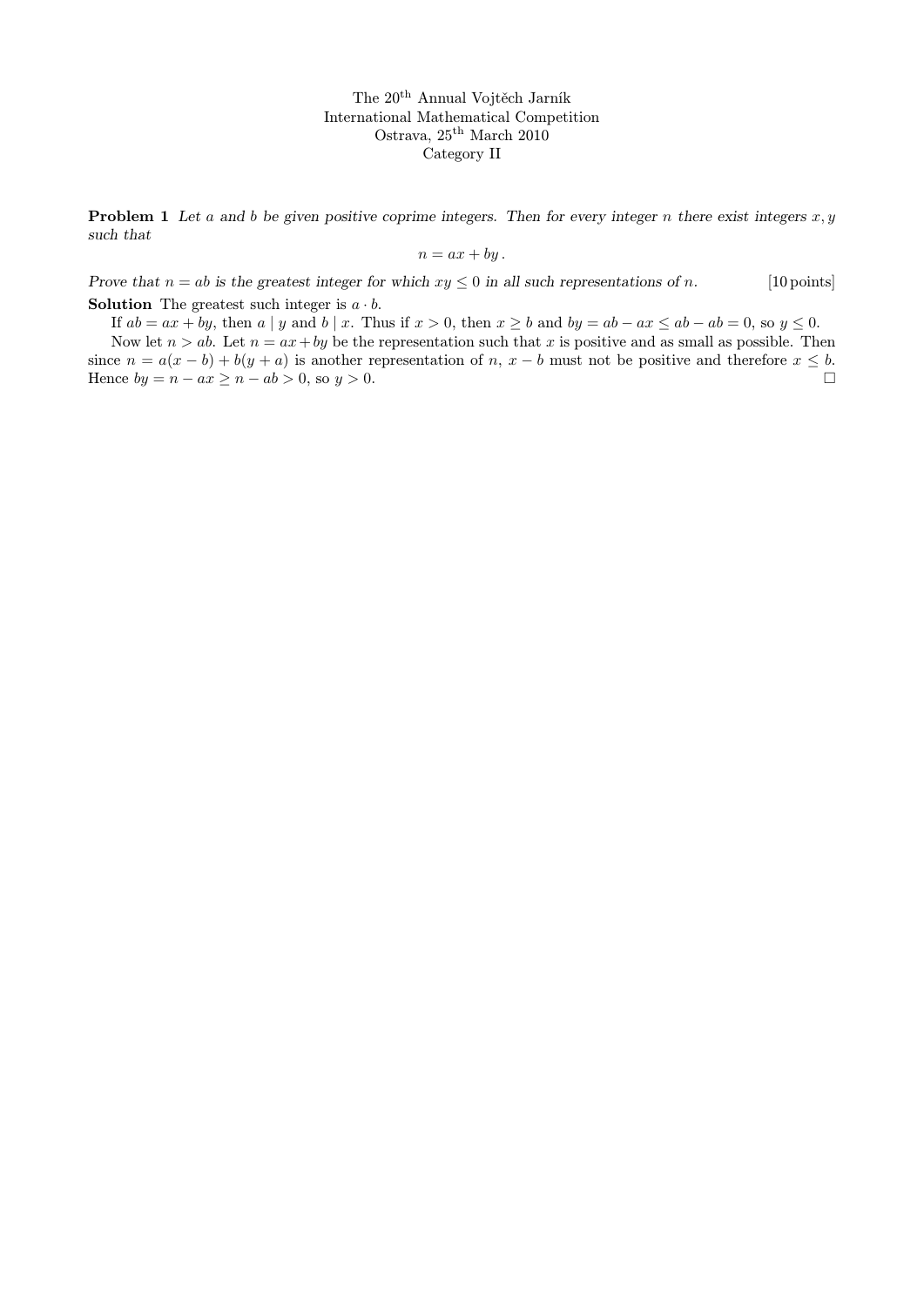The 20[th] Annual Vojtěch Jarník
International Mathematical Competition
Ostrava, 25[th] March 2010
Category II

**Problem 1** *Let $a$ and $b$ be given positive coprime integers. Then for every integer $n$ there exist integers $x, y$ such that*

$$n = ax + by\,.$$

*Prove that $n = ab$ is the greatest integer for which $xy \leq 0$ in all such representations of $n$.* [10 points]

**Solution** The greatest such integer is $a \cdot b$.

If $ab = ax + by$, then $a \mid y$ and $b \mid x$. Thus if $x > 0$, then $x \geq b$ and $by = ab - ax \leq ab - ab = 0$, so $y \leq 0$.

Now let $n > ab$. Let $n = ax + by$ be the representation such that $x$ is positive and as small as possible. Then since $n = a(x-b) + b(y+a)$ is another representation of $n$, $x - b$ must not be positive and therefore $x \leq b$. Hence $by = n - ax \geq n - ab > 0$, so $y > 0$. □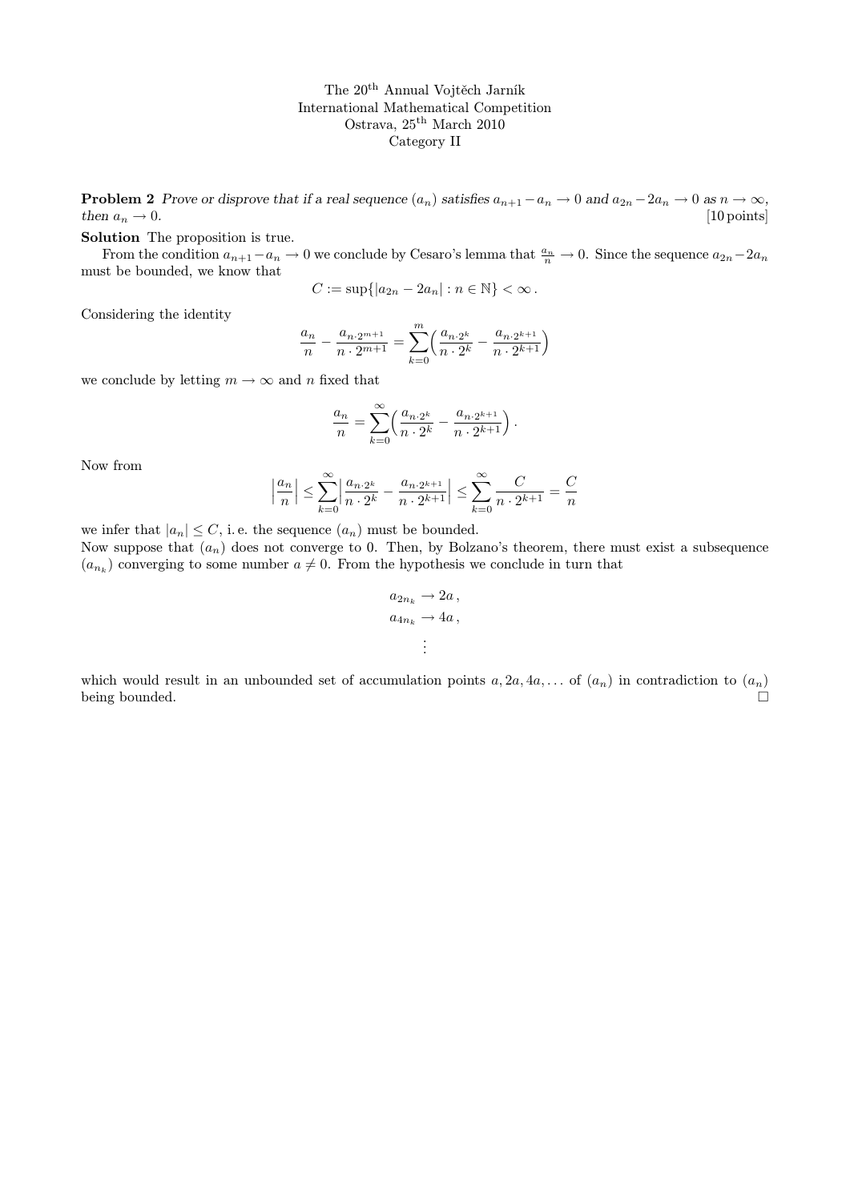The 20$^{\text{th}}$ Annual Vojtěch Jarník International Mathematical Competition
Ostrava, 25$^{\text{th}}$ March 2010
Category II

**Problem 2** *Prove or disprove that if a real sequence $(a_n)$ satisfies $a_{n+1} - a_n \to 0$ and $a_{2n} - 2a_n \to 0$ as $n \to \infty$, then $a_n \to 0$.* [10 points]

**Solution** The proposition is true.

From the condition $a_{n+1} - a_n \to 0$ we conclude by Cesaro's lemma that $\frac{a_n}{n} \to 0$. Since the sequence $a_{2n} - 2a_n$ must be bounded, we know that

$$C := \sup\{|a_{2n} - 2a_n| : n \in \mathbb{N}\} < \infty .$$

Considering the identity

$$\frac{a_n}{n} - \frac{a_{n \cdot 2^{m+1}}}{n \cdot 2^{m+1}} = \sum_{k=0}^{m} \Big( \frac{a_{n \cdot 2^k}}{n \cdot 2^k} - \frac{a_{n \cdot 2^{k+1}}}{n \cdot 2^{k+1}} \Big)$$

we conclude by letting $m \to \infty$ and $n$ fixed that

$$\frac{a_n}{n} = \sum_{k=0}^{\infty} \Big( \frac{a_{n \cdot 2^k}}{n \cdot 2^k} - \frac{a_{n \cdot 2^{k+1}}}{n \cdot 2^{k+1}} \Big) .$$

Now from

$$\Big| \frac{a_n}{n} \Big| \le \sum_{k=0}^{\infty} \Big| \frac{a_{n \cdot 2^k}}{n \cdot 2^k} - \frac{a_{n \cdot 2^{k+1}}}{n \cdot 2^{k+1}} \Big| \le \sum_{k=0}^{\infty} \frac{C}{n \cdot 2^{k+1}} = \frac{C}{n}$$

we infer that $|a_n| \le C$, i. e. the sequence $(a_n)$ must be bounded.

Now suppose that $(a_n)$ does not converge to 0. Then, by Bolzano's theorem, there must exist a subsequence $(a_{n_k})$ converging to some number $a \neq 0$. From the hypothesis we conclude in turn that

$$\begin{aligned} a_{2n_k} &\to 2a , \\ a_{4n_k} &\to 4a , \\ &\vdots \end{aligned}$$

which would result in an unbounded set of accumulation points $a, 2a, 4a, \ldots$ of $(a_n)$ in contradiction to $(a_n)$ being bounded. □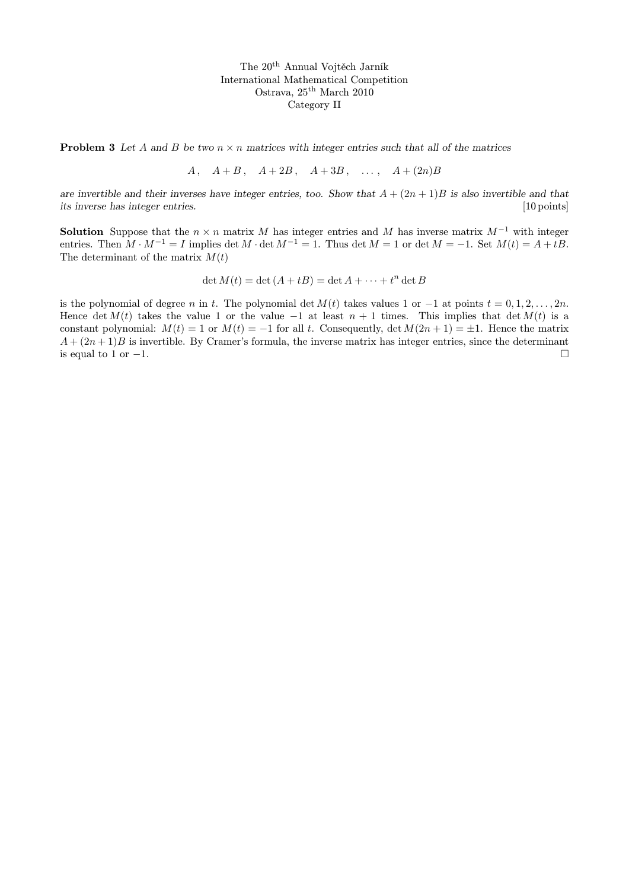The 20[th] Annual Vojtěch Jarník
International Mathematical Competition
Ostrava, 25[th] March 2010
Category II

**Problem 3** *Let $A$ and $B$ be two $n \times n$ matrices with integer entries such that all of the matrices*

$$A\,, \quad A+B\,, \quad A+2B\,, \quad A+3B\,, \quad \ldots\,, \quad A+(2n)B$$

*are invertible and their inverses have integer entries, too. Show that $A+(2n+1)B$ is also invertible and that its inverse has integer entries.* [10 points]

**Solution** Suppose that the $n \times n$ matrix $M$ has integer entries and $M$ has inverse matrix $M^{-1}$ with integer entries. Then $M \cdot M^{-1} = I$ implies $\det M \cdot \det M^{-1} = 1$. Thus $\det M = 1$ or $\det M = -1$. Set $M(t) = A + tB$. The determinant of the matrix $M(t)$

$$\det M(t) = \det\left(A + tB\right) = \det A + \cdots + t^n \det B$$

is the polynomial of degree $n$ in $t$. The polynomial $\det M(t)$ takes values 1 or $-1$ at points $t = 0, 1, 2, \ldots, 2n$. Hence $\det M(t)$ takes the value 1 or the value $-1$ at least $n+1$ times. This implies that $\det M(t)$ is a constant polynomial: $M(t) = 1$ or $M(t) = -1$ for all $t$. Consequently, $\det M(2n+1) = \pm 1$. Hence the matrix $A + (2n+1)B$ is invertible. By Cramer's formula, the inverse matrix has integer entries, since the determinant is equal to 1 or $-1$. $\square$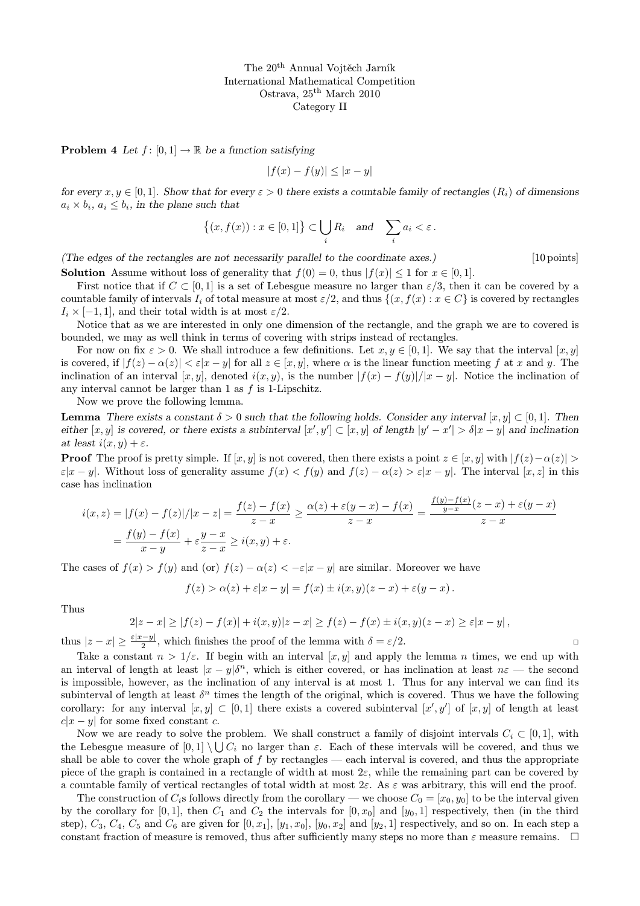The 20[th] Annual Vojtěch Jarník
International Mathematical Competition
Ostrava, 25[th] March 2010
Category II

**Problem 4** *Let $f\colon [0,1] \to \mathbb{R}$ be a function satisfying*

$$|f(x) - f(y)| \le |x - y|$$

*for every $x, y \in [0,1]$. Show that for every $\varepsilon > 0$ there exists a countable family of rectangles $(R_i)$ of dimensions $a_i \times b_i$, $a_i \le b_i$, in the plane such that*

$$\{(x, f(x)) : x \in [0,1]\} \subset \bigcup_i R_i \quad \text{and} \quad \sum_i a_i < \varepsilon\,.$$

*(The edges of the rectangles are not necessarily parallel to the coordinate axes.)* [10 points]

**Solution** Assume without loss of generality that $f(0) = 0$, thus $|f(x)| \le 1$ for $x \in [0,1]$.

First notice that if $C \subset [0,1]$ is a set of Lebesgue measure no larger than $\varepsilon/3$, then it can be covered by a countable family of intervals $I_i$ of total measure at most $\varepsilon/2$, and thus $\{(x, f(x) : x \in C\}$ is covered by rectangles $I_i \times [-1,1]$, and their total width is at most $\varepsilon/2$.

Notice that as we are interested in only one dimension of the rectangle, and the graph we are to covered is bounded, we may as well think in terms of covering with strips instead of rectangles.

For now on fix $\varepsilon > 0$. We shall introduce a few definitions. Let $x, y \in [0,1]$. We say that the interval $[x,y]$ is covered, if $|f(z) - \alpha(z)| < \varepsilon|x - y|$ for all $z \in [x,y]$, where $\alpha$ is the linear function meeting $f$ at $x$ and $y$. The inclination of an interval $[x,y]$, denoted $i(x,y)$, is the number $|f(x) - f(y)|/|x - y|$. Notice the inclination of any interval cannot be larger than 1 as $f$ is 1-Lipschitz.

Now we prove the following lemma.

**Lemma** *There exists a constant $\delta > 0$ such that the following holds. Consider any interval $[x,y] \subset [0,1]$. Then either $[x,y]$ is covered, or there exists a subinterval $[x', y'] \subset [x,y]$ of length $|y' - x'| > \delta|x - y|$ and inclination at least $i(x,y) + \varepsilon$.*

**Proof** The proof is pretty simple. If $[x,y]$ is not covered, then there exists a point $z \in [x,y]$ with $|f(z) - \alpha(z)| > \varepsilon|x - y|$. Without loss of generality assume $f(x) < f(y)$ and $f(z) - \alpha(z) > \varepsilon|x - y|$. The interval $[x,z]$ in this case has inclination

$$\begin{aligned}
i(x,z) = |f(x) - f(z)|/|x - z| = \frac{f(z) - f(x)}{z - x} \ge \frac{\alpha(z) + \varepsilon(y - x) - f(x)}{z - x} = \frac{\frac{f(y) - f(x)}{y - x}(z - x) + \varepsilon(y - x)}{z - x} \\
= \frac{f(y) - f(x)}{x - y} + \varepsilon\frac{y - x}{z - x} \ge i(x,y) + \varepsilon.
\end{aligned}$$

The cases of $f(x) > f(y)$ and (or) $f(z) - \alpha(z) < -\varepsilon|x - y|$ are similar. Moreover we have

$$f(z) > \alpha(z) + \varepsilon|x - y| = f(x) \pm i(x,y)(z - x) + \varepsilon(y - x)\,.$$

Thus

$$2|z - x| \ge |f(z) - f(x)| + i(x,y)|z - x| \ge f(z) - f(x) \pm i(x,y)(z - x) \ge \varepsilon|x - y|\,,$$

thus $|z - x| \ge \frac{\varepsilon|x - y|}{2}$, which finishes the proof of the lemma with $\delta = \varepsilon/2$. □

Take a constant $n > 1/\varepsilon$. If begin with an interval $[x,y]$ and apply the lemma $n$ times, we end up with an interval of length at least $|x - y|\delta^n$, which is either covered, or has inclination at least $n\varepsilon$ — the second is impossible, however, as the inclination of any interval is at most 1. Thus for any interval we can find its subinterval of length at least $\delta^n$ times the length of the original, which is covered. Thus we have the following corollary: for any interval $[x,y] \subset [0,1]$ there exists a covered subinterval $[x', y']$ of $[x,y]$ of length at least $c|x - y|$ for some fixed constant $c$.

Now we are ready to solve the problem. We shall construct a family of disjoint intervals $C_i \subset [0,1]$, with the Lebesgue measure of $[0,1] \setminus \bigcup C_i$ no larger than $\varepsilon$. Each of these intervals will be covered, and thus we shall be able to cover the whole graph of $f$ by rectangles — each interval is covered, and thus the appropriate piece of the graph is contained in a rectangle of width at most $2\varepsilon$, while the remaining part can be covered by a countable family of vertical rectangles of total width at most $2\varepsilon$. As $\varepsilon$ was arbitrary, this will end the proof.

The construction of $C_i$s follows directly from the corollary — we choose $C_0 = [x_0, y_0]$ to be the interval given by the corollary for $[0,1]$, then $C_1$ and $C_2$ the intervals for $[0, x_0]$ and $[y_0, 1]$ respectively, then (in the third step), $C_3$, $C_4$, $C_5$ and $C_6$ are given for $[0, x_1]$, $[y_1, x_0]$, $[y_0, x_2]$ and $[y_2, 1]$ respectively, and so on. In each step a constant fraction of measure is removed, thus after sufficiently many steps no more than $\varepsilon$ measure remains. □